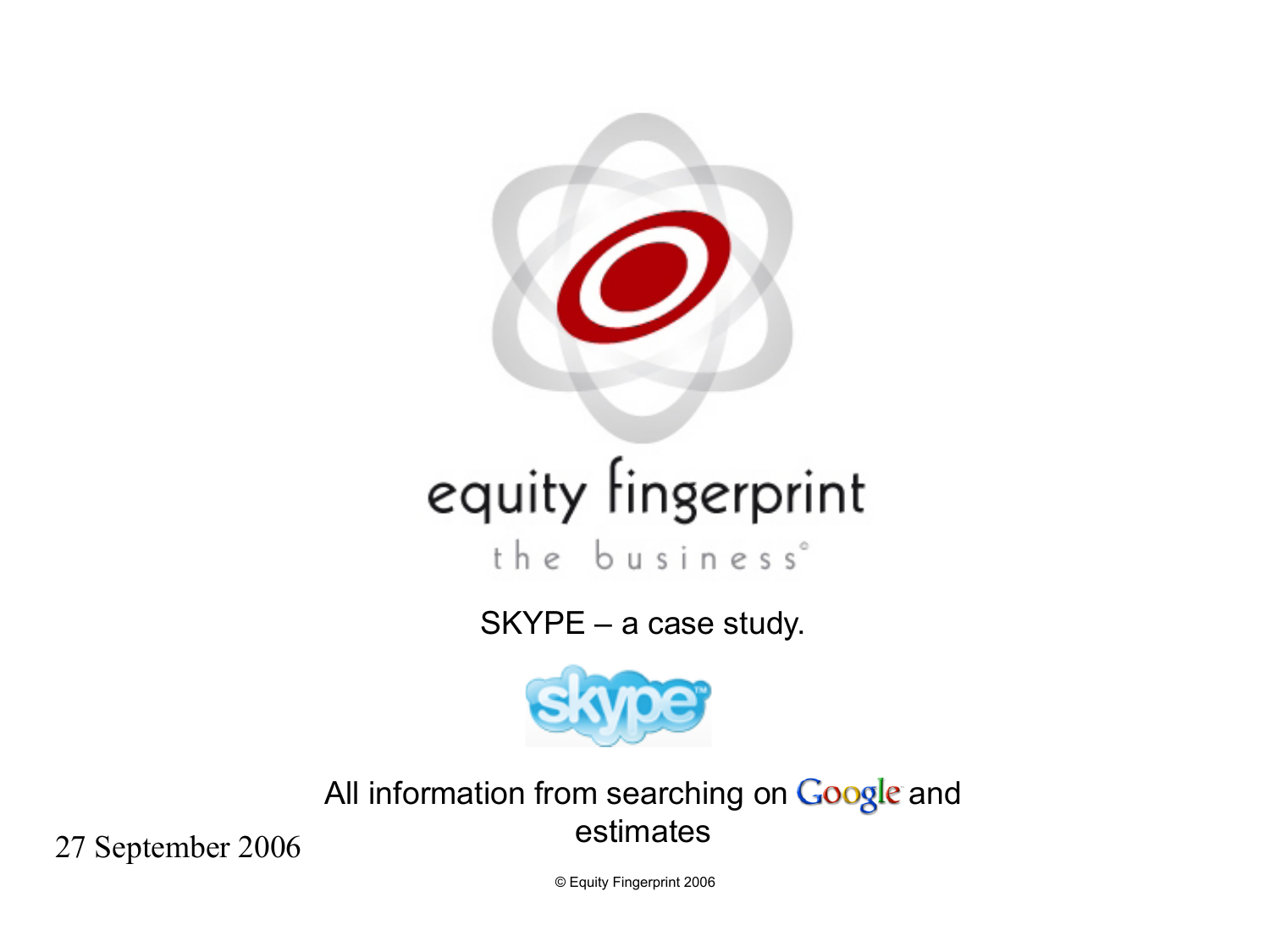equity fingerprint

the business

# SKYPE – a case study.

All information from searching on Google and estimates

27 September 2006

© Equity Fingerprint 2006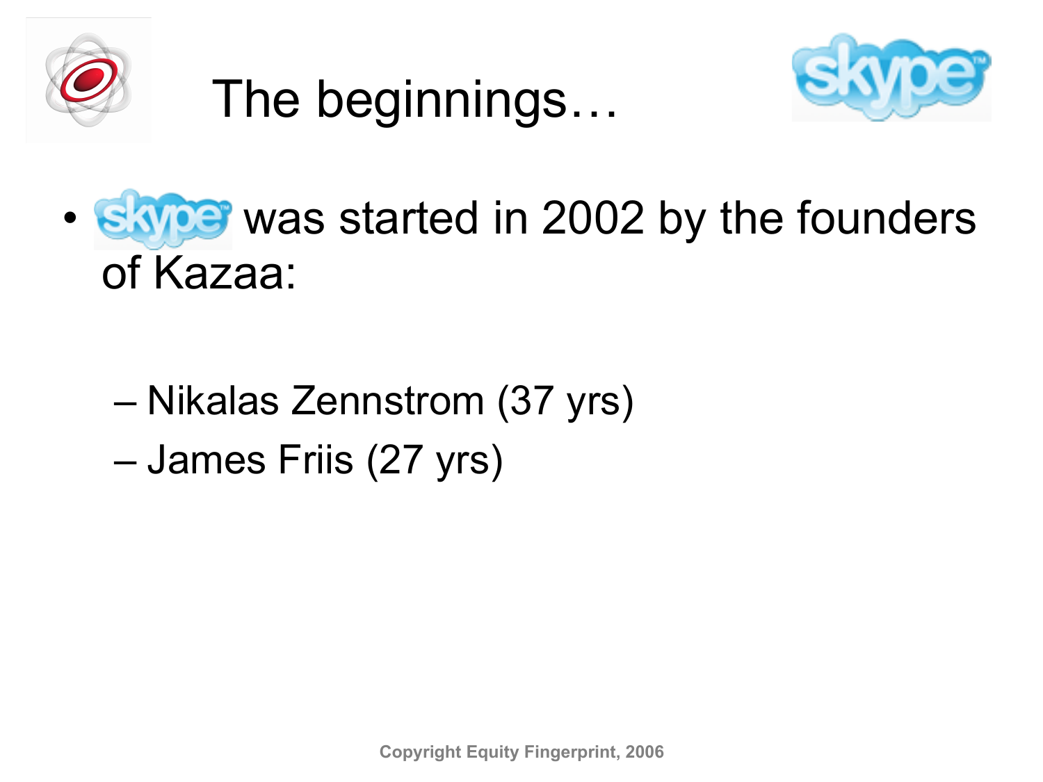# The beginnings…

- skype was started in 2002 by the founders of Kazaa:
  - Nikalas Zennstrom (37 yrs)
  - James Friis (27 yrs)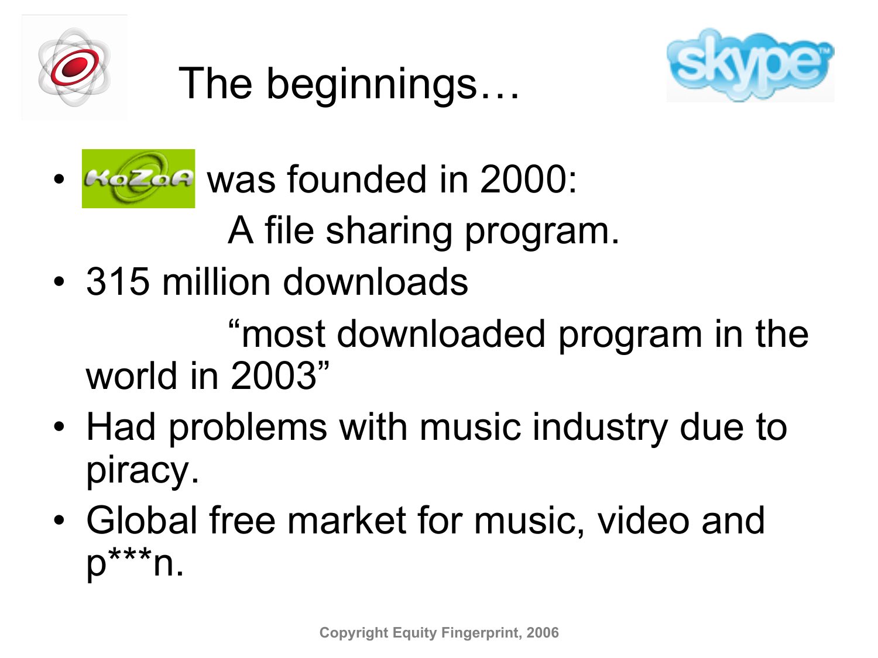# The beginnings…

- KaZaA was founded in 2000:

  A file sharing program.

- 315 million downloads

  "most downloaded program in the world in 2003"

- Had problems with music industry due to piracy.
- Global free market for music, video and p***n.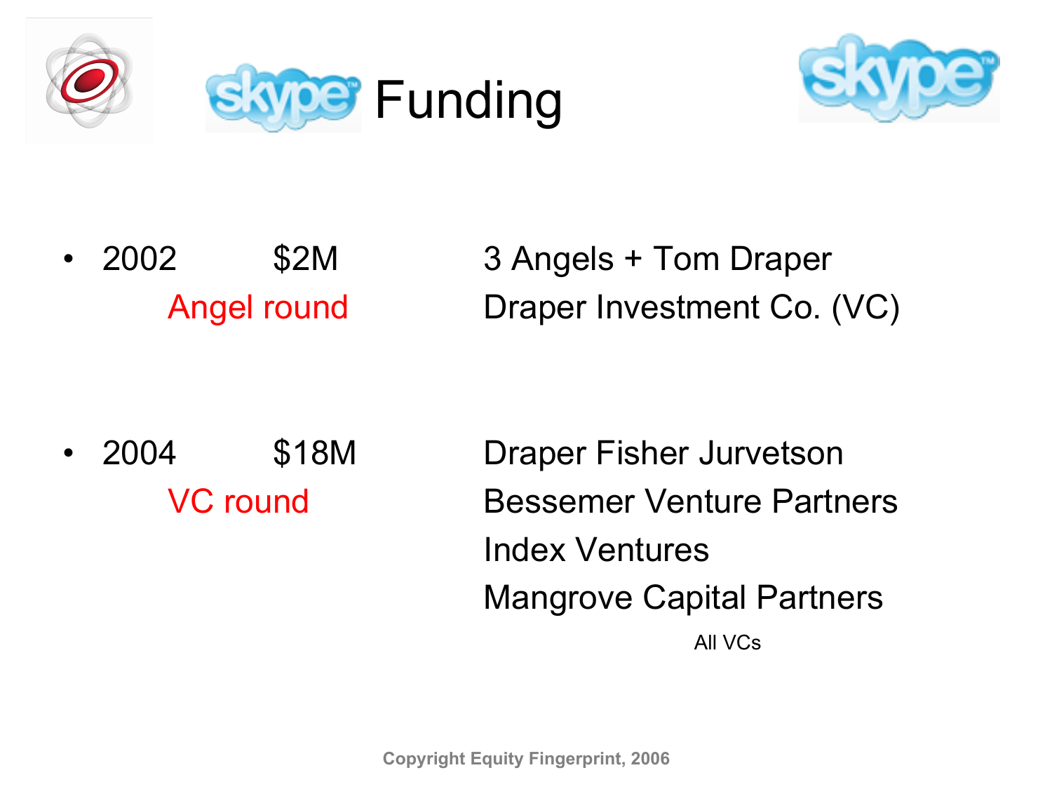# Skype Funding

- 2002 $2M — 3 Angels + Tom Draper
  Angel round — Draper Investment Co. (VC)

- 2004 $18M — Draper Fisher Jurvetson
  VC round — Bessemer Venture Partners
  Index Ventures
  Mangrove Capital Partners

All VCs

Copyright Equity Fingerprint, 2006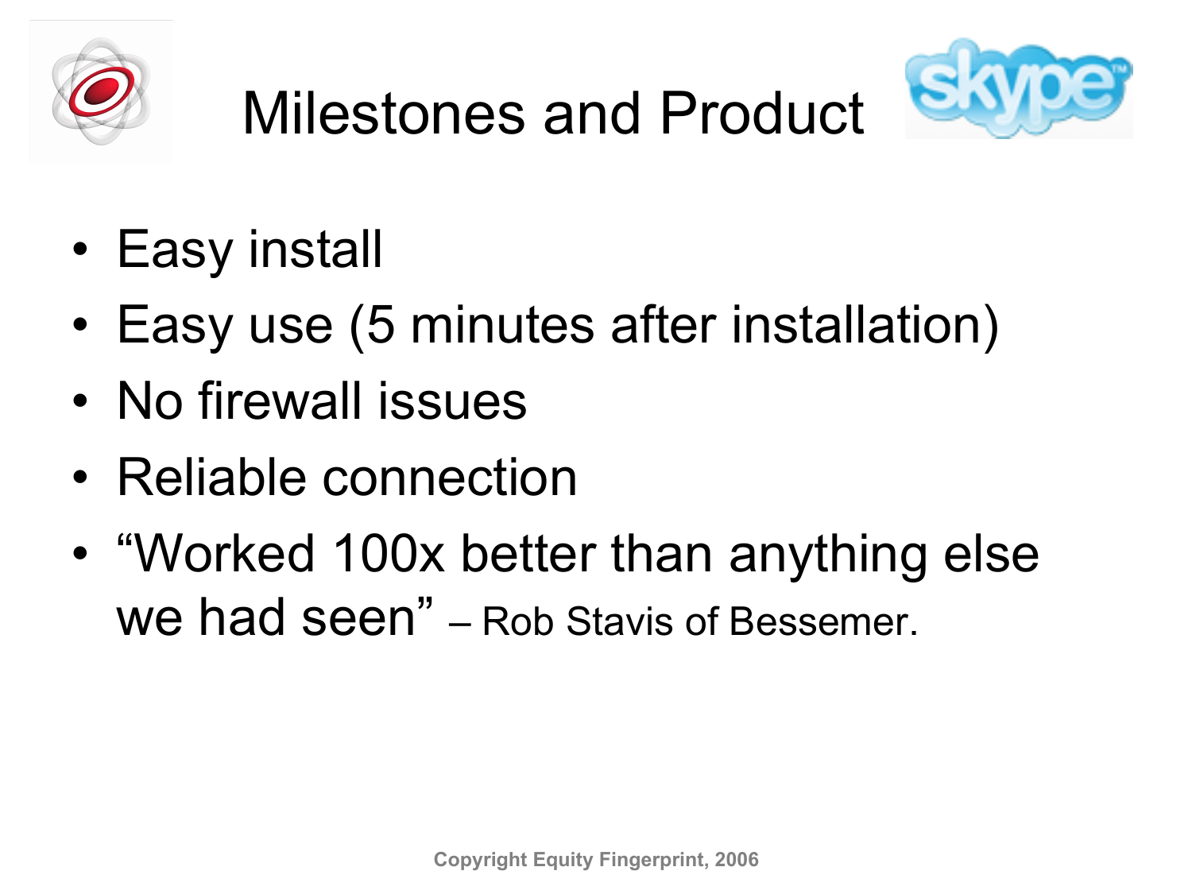# Milestones and Product

- Easy install
- Easy use (5 minutes after installation)
- No firewall issues
- Reliable connection
- "Worked 100x better than anything else we had seen" – Rob Stavis of Bessemer.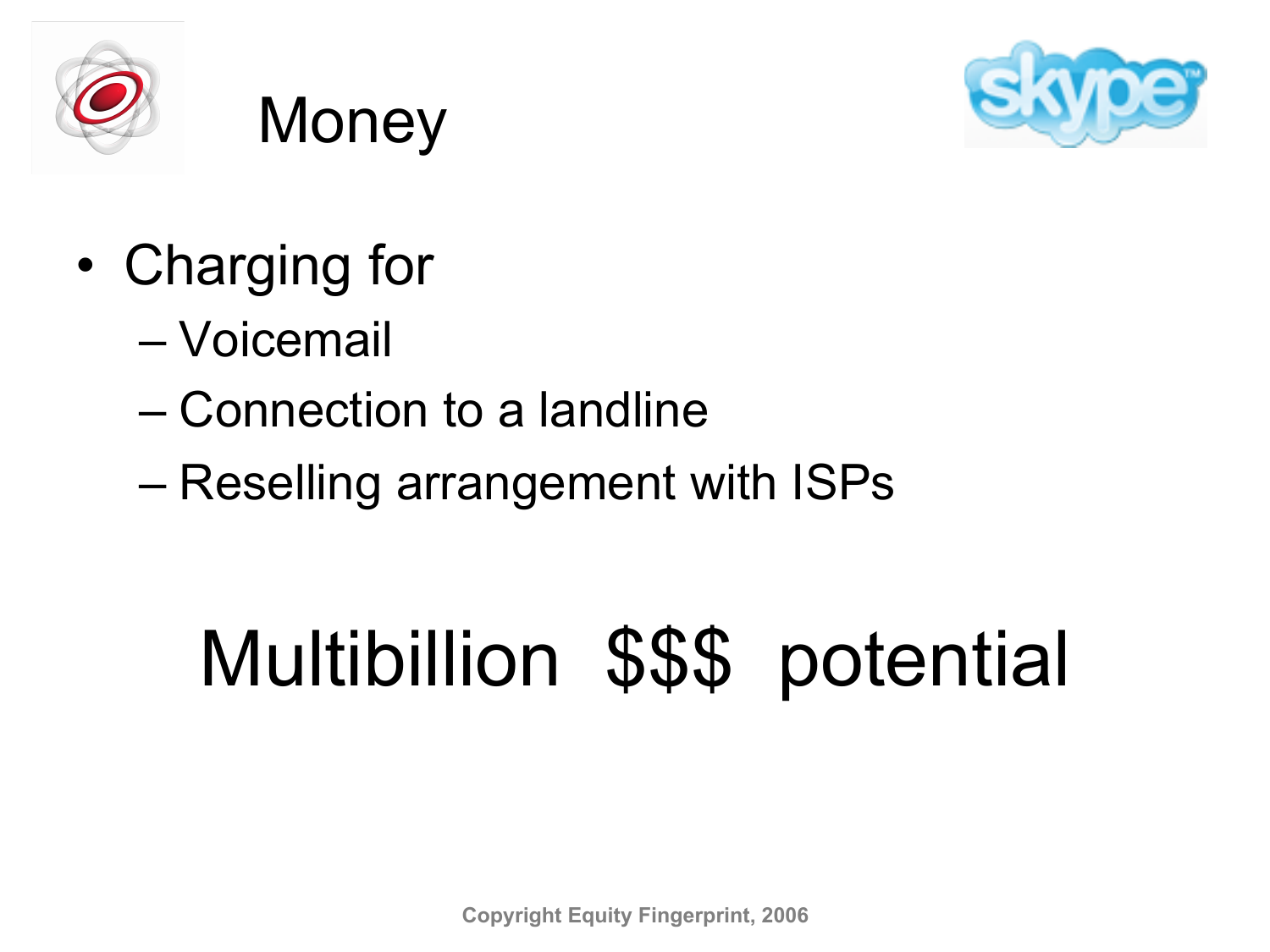# Money

- Charging for
  - Voicemail
  - Connection to a landline
  - Reselling arrangement with ISPs

## Multibillion $$$ potential

Copyright Equity Fingerprint, 2006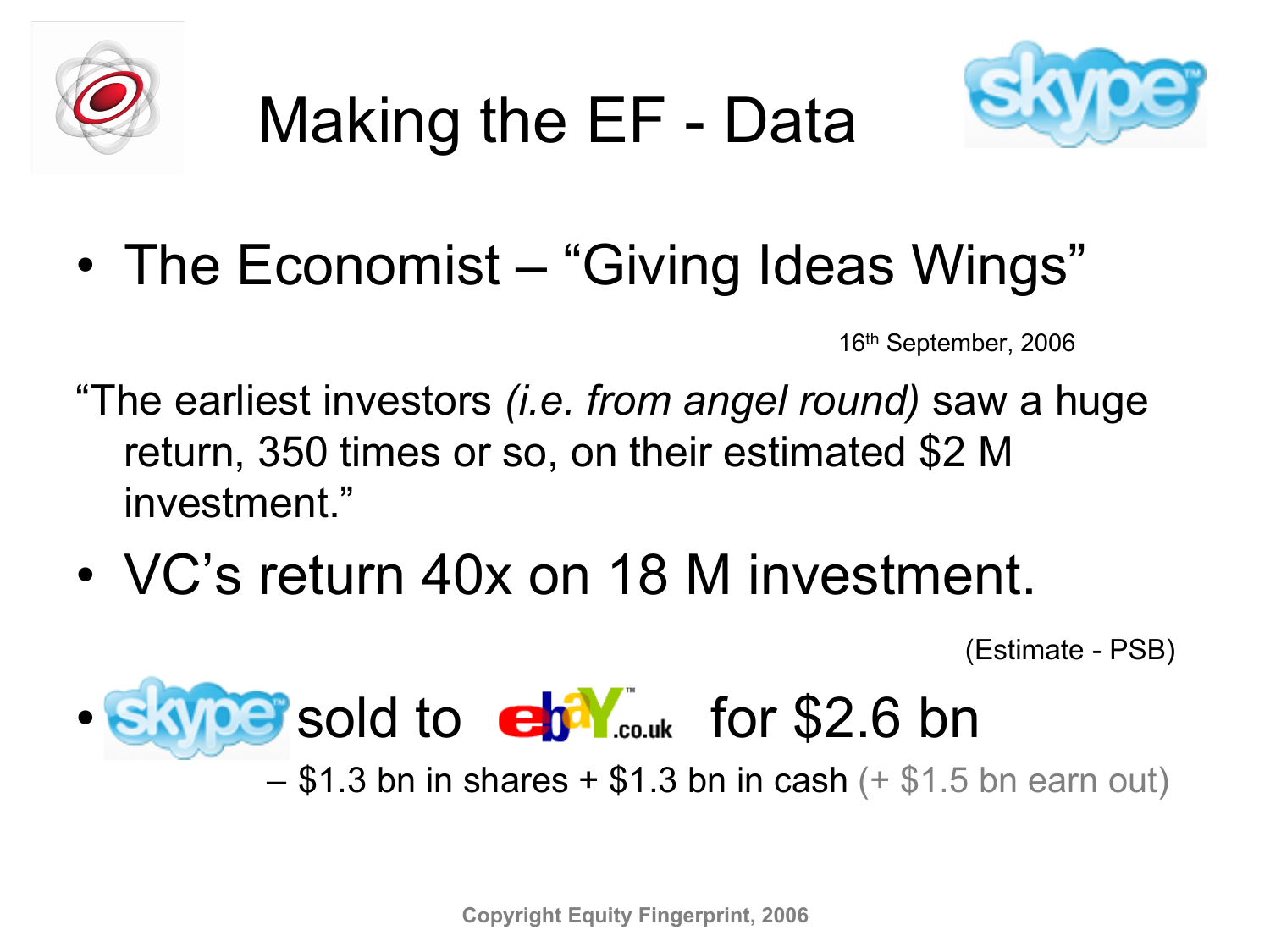# Making the EF - Data

- The Economist – "Giving Ideas Wings"

16th September, 2006

"The earliest investors *(i.e. from angel round)* saw a huge return, 350 times or so, on their estimated $2 M investment."

- VC's return 40x on 18 M investment.

(Estimate - PSB)

- skype sold to ebay.co.uk for $2.6 bn
  - $1.3 bn in shares + $1.3 bn in cash (+ $1.5 bn earn out)

Copyright Equity Fingerprint, 2006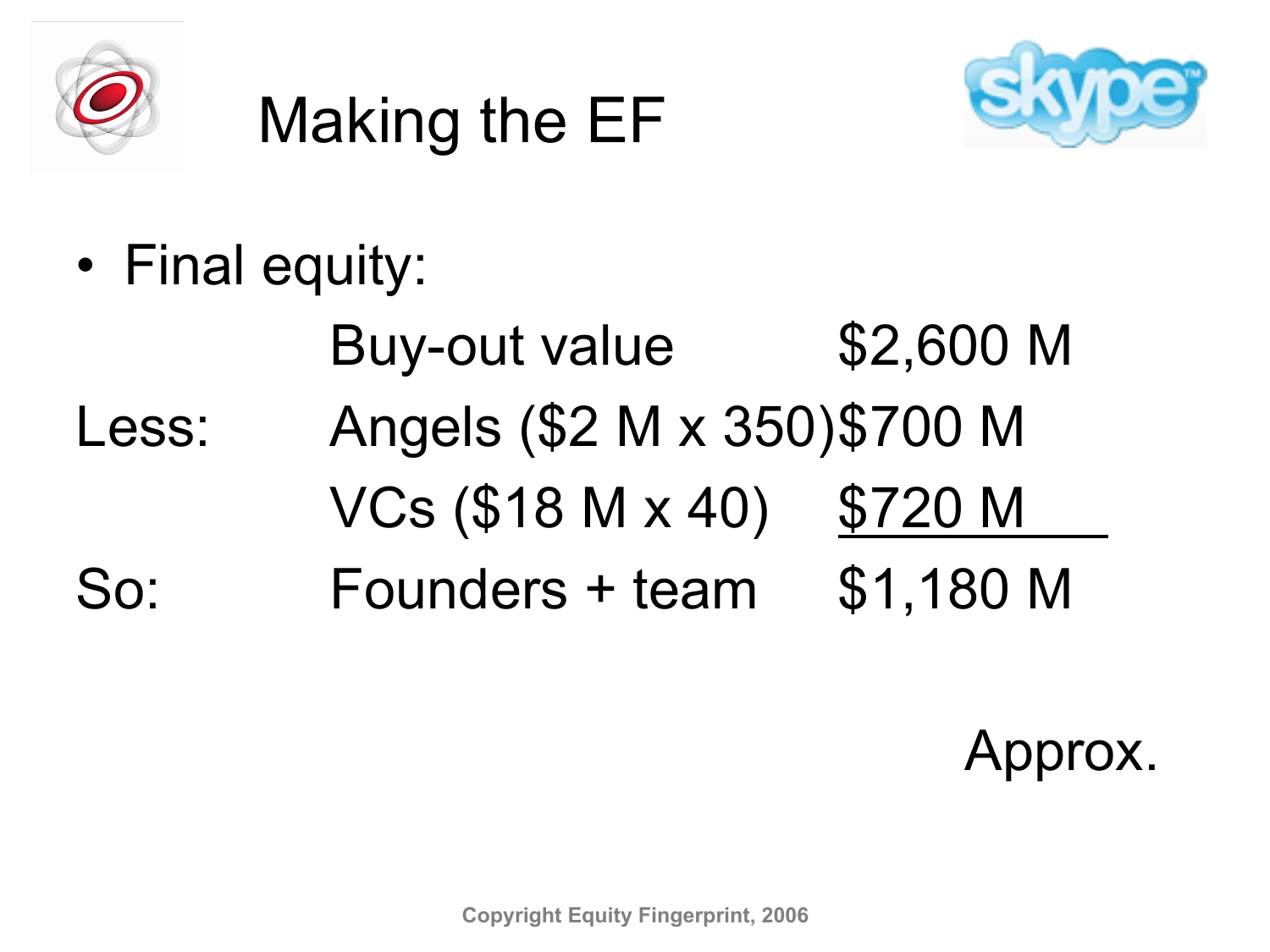# Making the EF

- Final equity:

| | | |
|---|---|---|
| | Buy-out value | \$2,600 M |
| Less: | Angels (\$2 M x 350) | \$700 M |
| | VCs (\$18 M x 40) | \$720 M |
| So: | Founders + team | \$1,180 M |

Approx.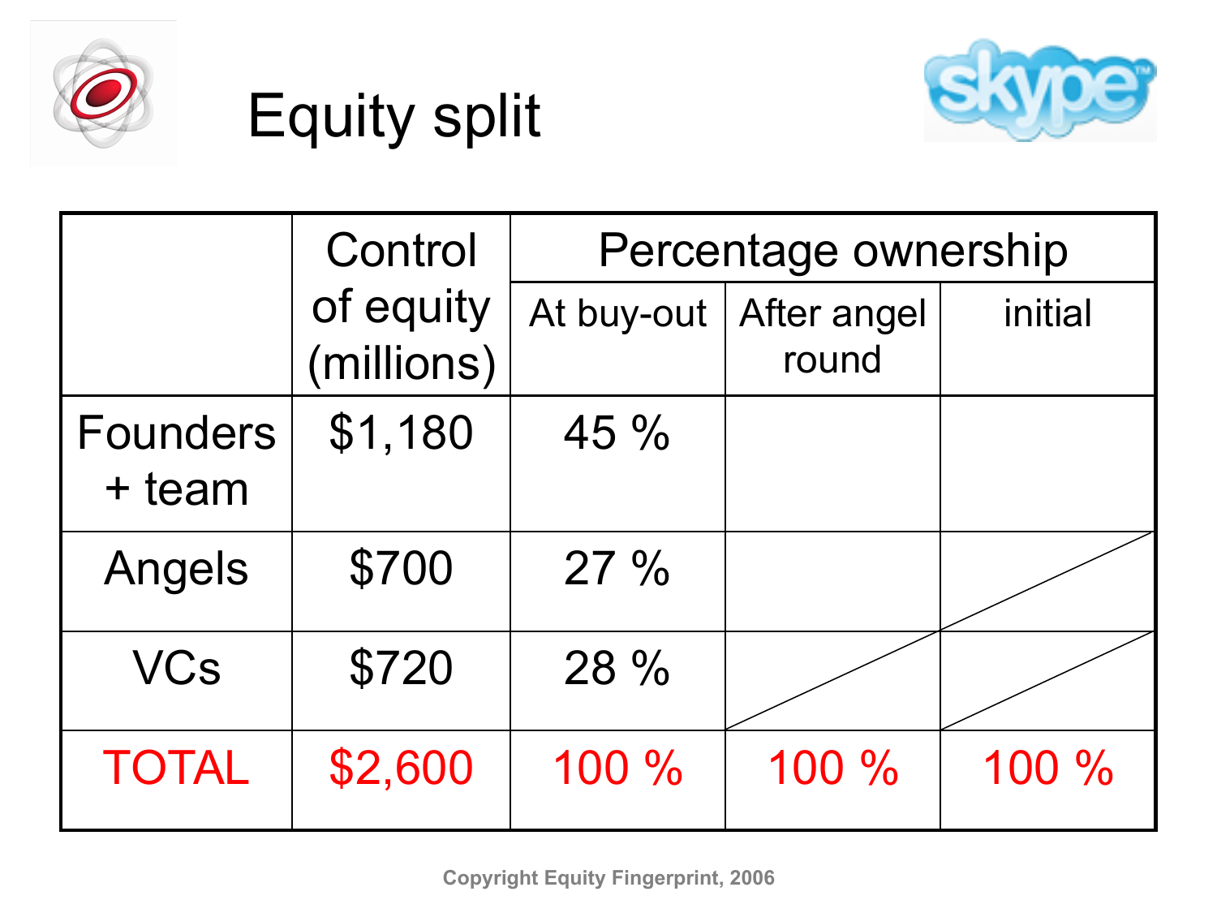# Equity split

| | Control of equity (millions) | Percentage ownership | | |
|---|---|---|---|---|
| | | At buy-out | After angel round | initial |
| Founders + team | $1,180 | 45 % | | |
| Angels | $700 | 27 % | | |
| VCs | $720 | 28 % | | |
| TOTAL | $2,600 | 100 % | 100 % | 100 % |

Copyright Equity Fingerprint, 2006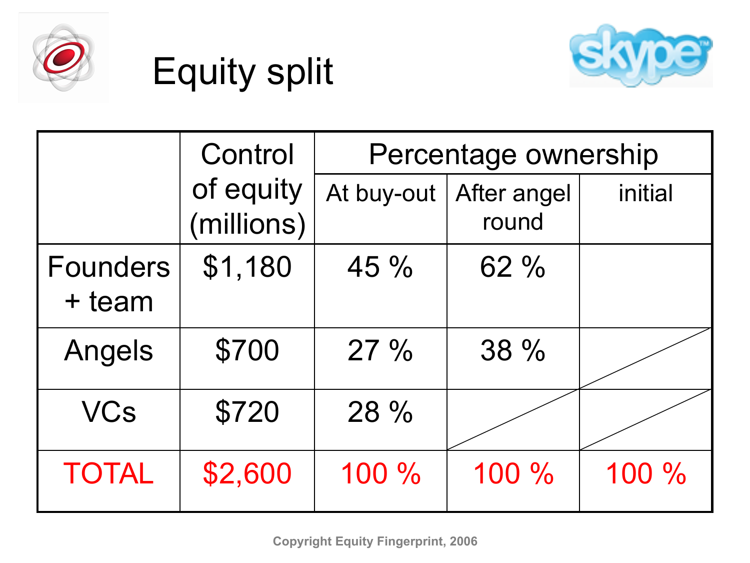# Equity split

| | Control of equity (millions) | Percentage ownership | | |
|---|---|---|---|---|
| | | At buy-out | After angel round | initial |
| Founders + team | $1,180 | 45 % | 62 % | |
| Angels | $700 | 27 % | 38 % | |
| VCs | $720 | 28 % | | |
| TOTAL | $2,600 | 100 % | 100 % | 100 % |

Copyright Equity Fingerprint, 2006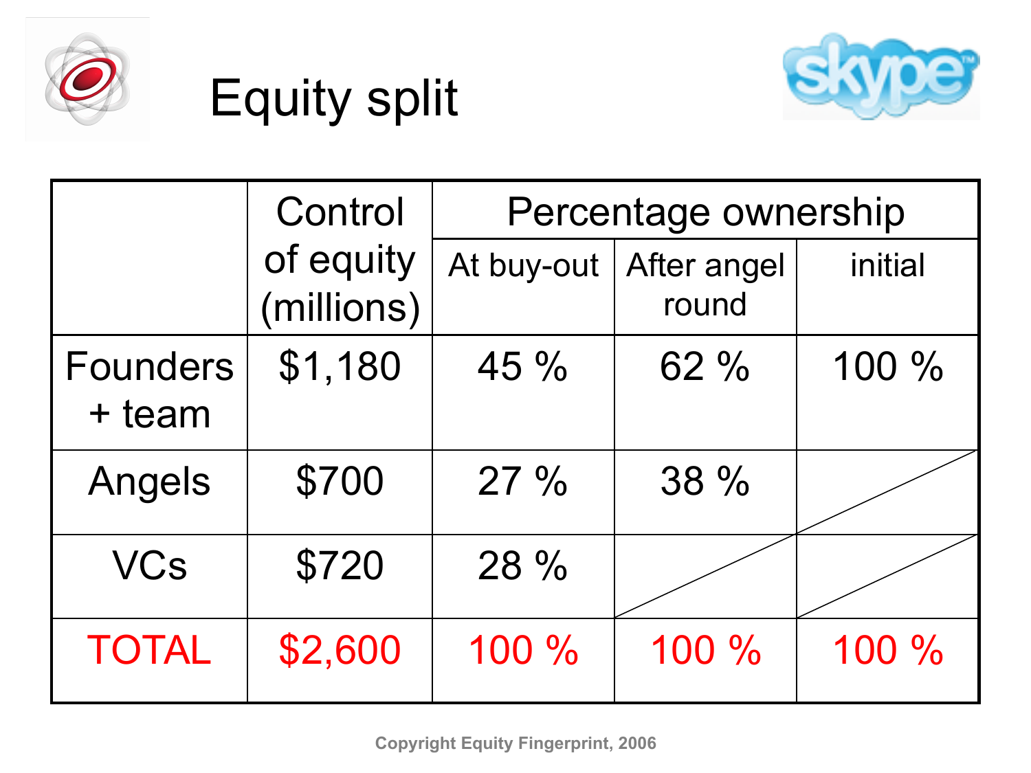# Equity split

| | Control of equity (millions) | Percentage ownership | | |
|---|---|---|---|---|
| | | At buy-out | After angel round | initial |
| Founders + team | $1,180 | 45 % | 62 % | 100 % |
| Angels | $700 | 27 % | 38 % | |
| VCs | $720 | 28 % | | |
| TOTAL | $2,600 | 100 % | 100 % | 100 % |

Copyright Equity Fingerprint, 2006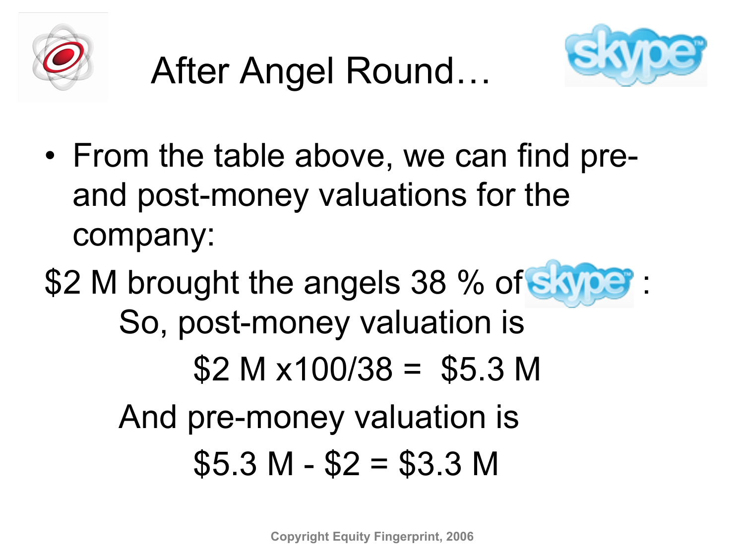# After Angel Round…

- From the table above, we can find pre- and post-money valuations for the company:

\$2 M brought the angels 38 % of skype :

So, post-money valuation is

\$2 M x100/38 = \$5.3 M

And pre-money valuation is

\$5.3 M - \$2 = \$3.3 M

Copyright Equity Fingerprint, 2006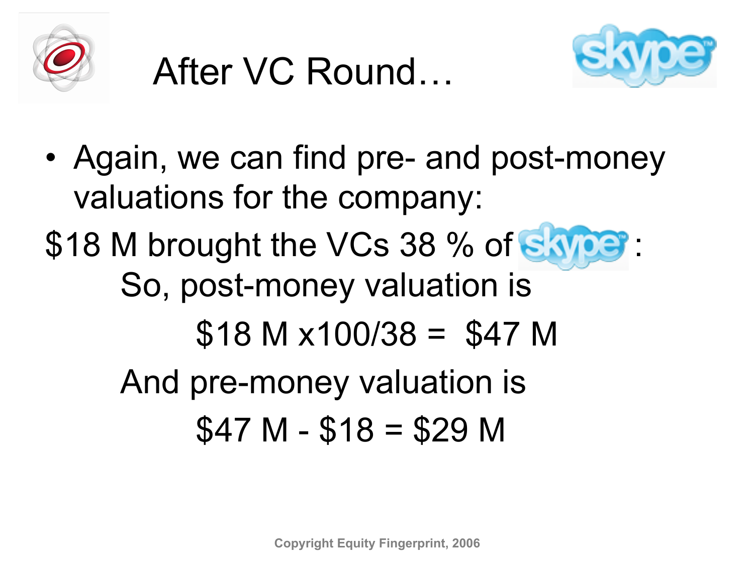# After VC Round…

- Again, we can find pre- and post-money valuations for the company:

$18 M brought the VCs 38 % of skype :

So, post-money valuation is

$$\$18\text{ M} \times 100/38 = \$47\text{ M}$$

And pre-money valuation is

$$\$47\text{ M} - \$18 = \$29\text{ M}$$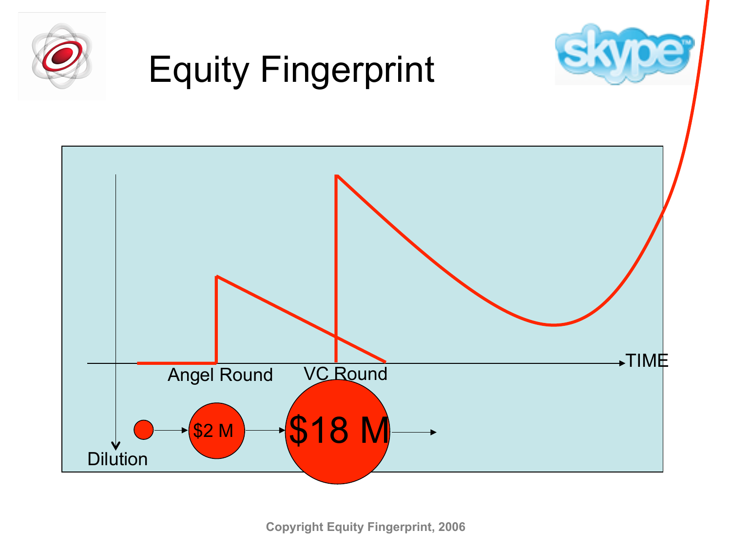# Equity Fingerprint

TIME

Angel Round

VC Round

Dilution

$2 M

$18 M

Copyright Equity Fingerprint, 2006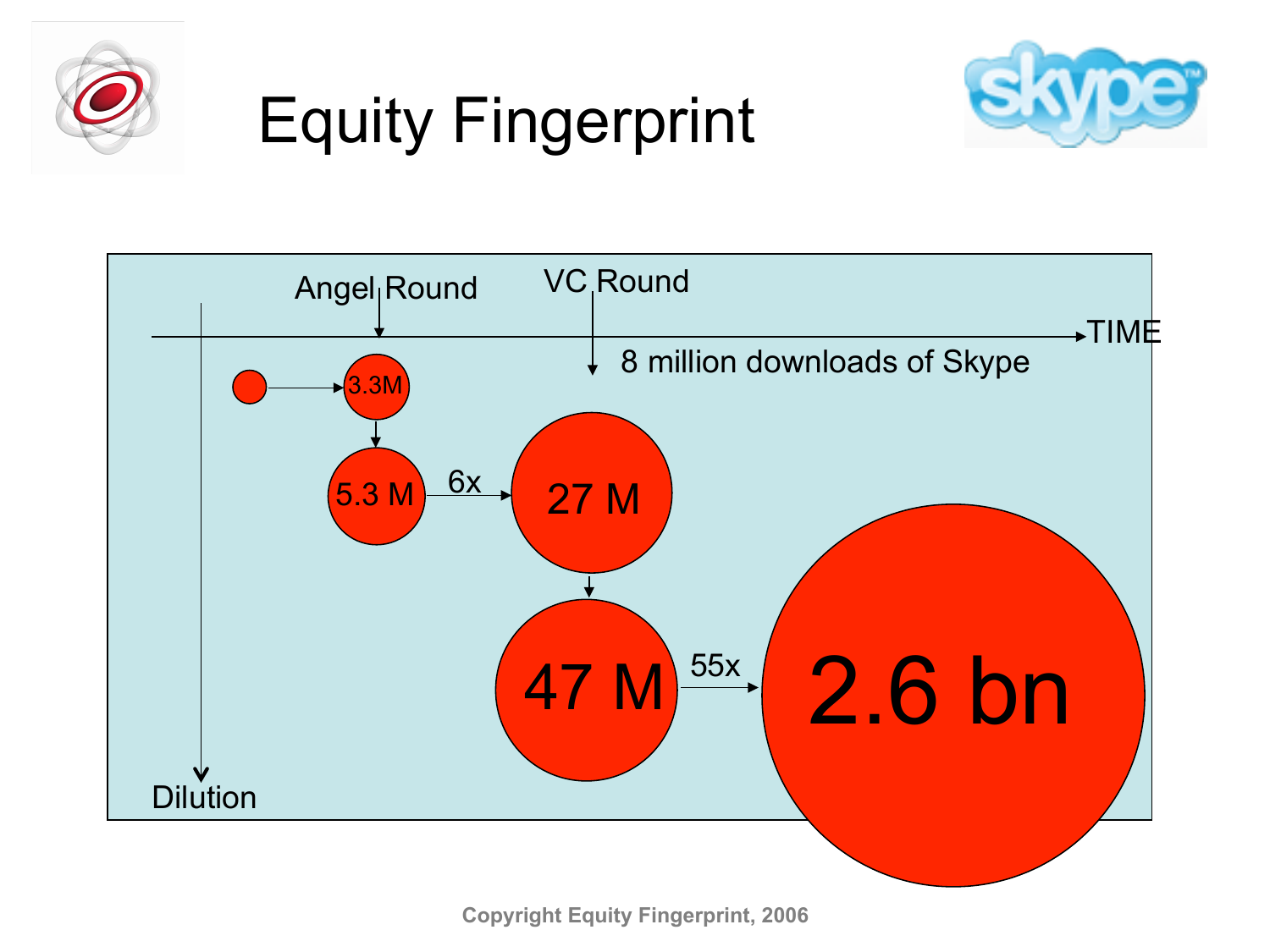# Equity Fingerprint

Angel Round

VC Round

TIME

8 million downloads of Skype

3.3M

5.3 M

6x

27 M

47 M

55x

2.6 bn

Dilution

Copyright Equity Fingerprint, 2006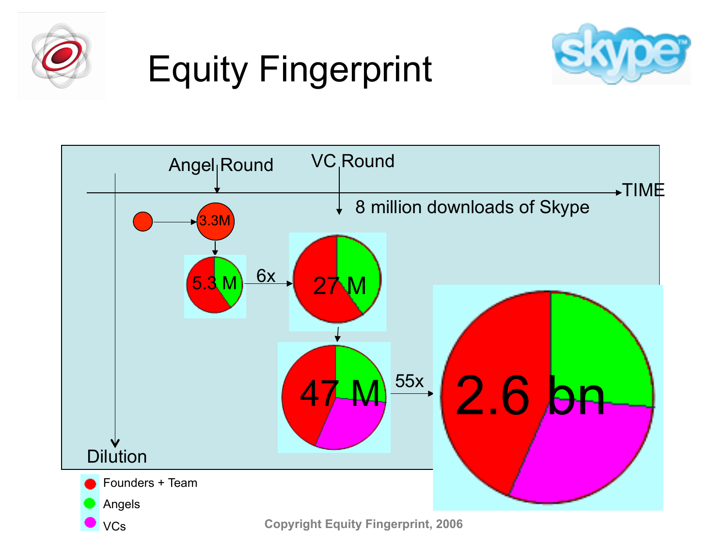# Equity Fingerprint

Angel Round

VC Round

TIME

8 million downloads of Skype

3.3M

5.3 M

6x

27 M

47 M

55x

2.6 bn

Dilution

- Founders + Team
- Angels
- VCs

Copyright Equity Fingerprint, 2006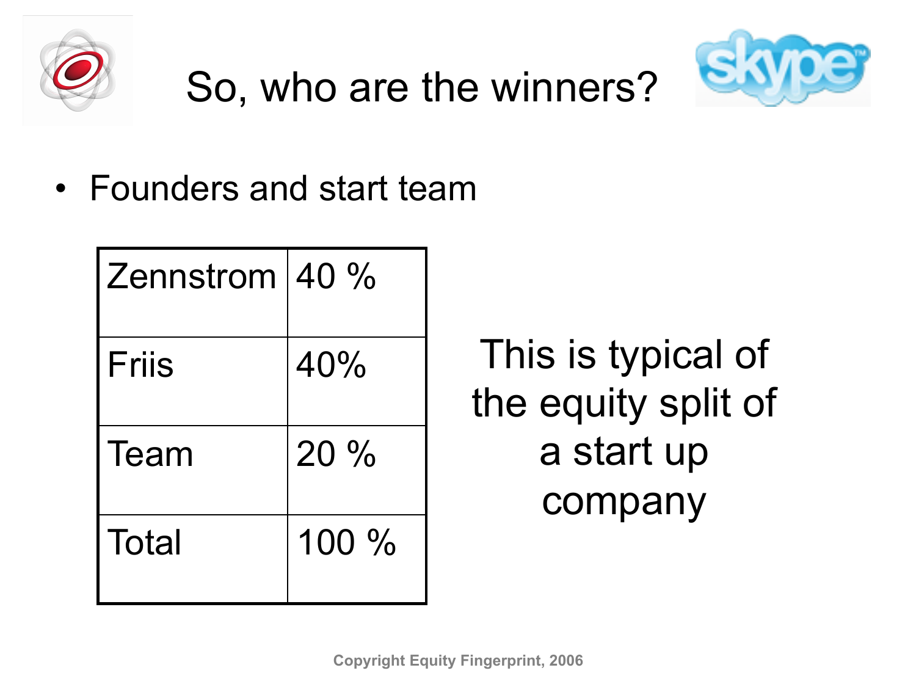# So, who are the winners?

- Founders and start team

| Zennstrom | 40 % |
|---|---|
| Friis | 40% |
| Team | 20 % |
| Total | 100 % |

This is typical of the equity split of a start up company

Copyright Equity Fingerprint, 2006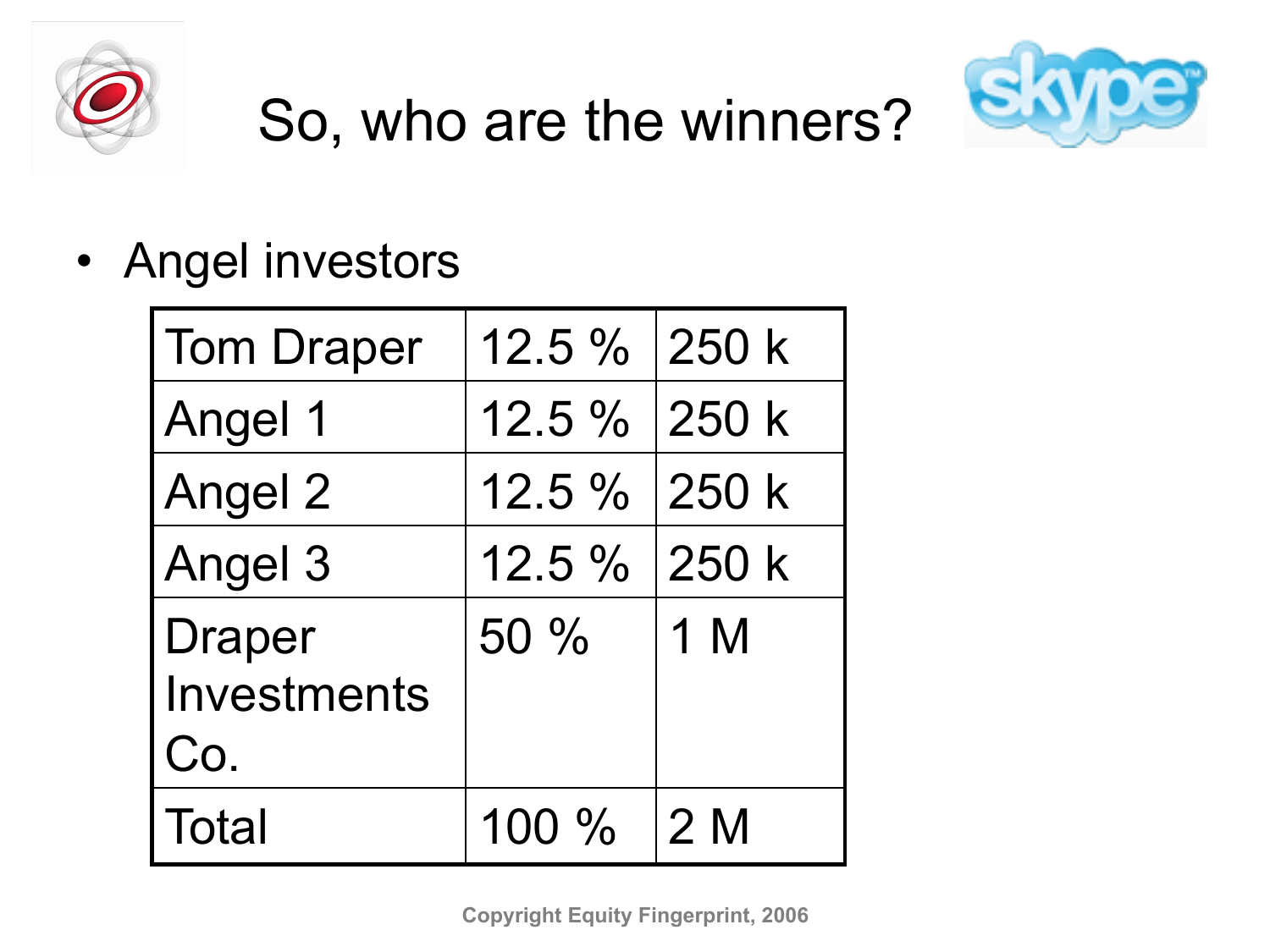# So, who are the winners?

- Angel investors

| Tom Draper | 12.5 % | 250 k |
| --- | --- | --- |
| Angel 1 | 12.5 % | 250 k |
| Angel 2 | 12.5 % | 250 k |
| Angel 3 | 12.5 % | 250 k |
| Draper Investments Co. | 50 % | 1 M |
| Total | 100 % | 2 M |

Copyright Equity Fingerprint, 2006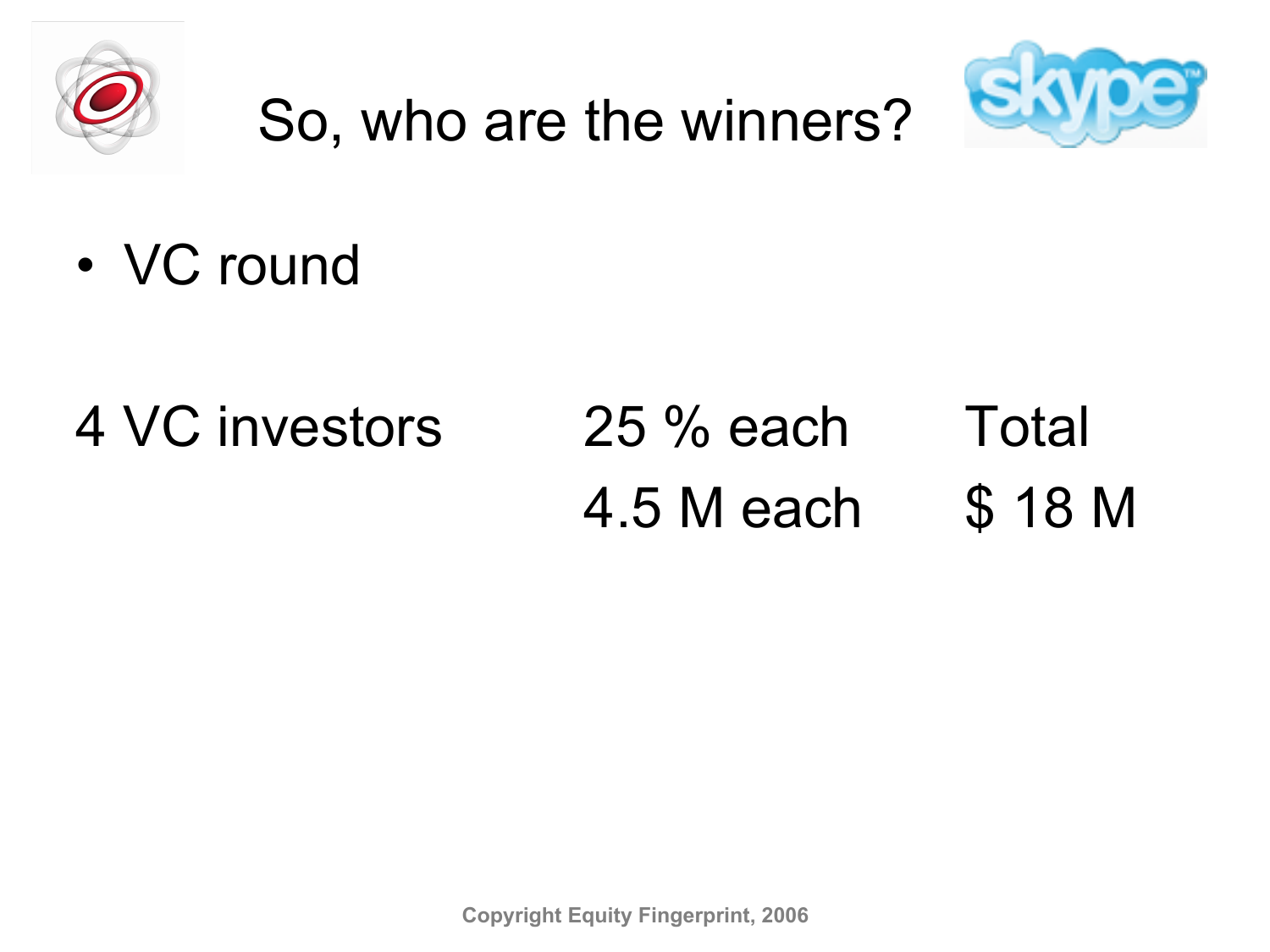# So, who are the winners?

- VC round

| 4 VC investors | 25 % each | Total |
| --- | --- | --- |
| | 4.5 M each | $ 18 M |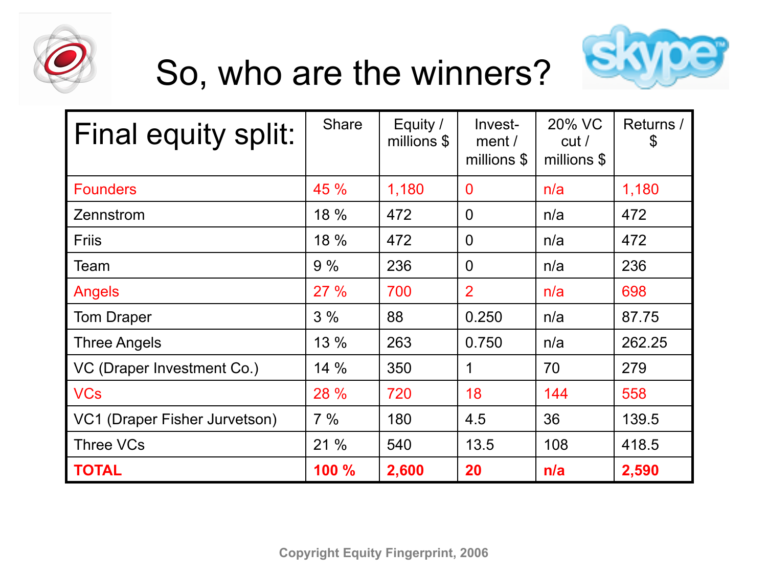# So, who are the winners?

| Final equity split: | Share | Equity / millions $ | Invest-ment / millions $ | 20% VC cut / millions $ | Returns / $ |
|---|---|---|---|---|---|
| Founders | 45 % | 1,180 | 0 | n/a | 1,180 |
| Zennstrom | 18 % | 472 | 0 | n/a | 472 |
| Friis | 18 % | 472 | 0 | n/a | 472 |
| Team | 9 % | 236 | 0 | n/a | 236 |
| Angels | 27 % | 700 | 2 | n/a | 698 |
| Tom Draper | 3 % | 88 | 0.250 | n/a | 87.75 |
| Three Angels | 13 % | 263 | 0.750 | n/a | 262.25 |
| VC (Draper Investment Co.) | 14 % | 350 | 1 | 70 | 279 |
| VCs | 28 % | 720 | 18 | 144 | 558 |
| VC1 (Draper Fisher Jurvetson) | 7 % | 180 | 4.5 | 36 | 139.5 |
| Three VCs | 21 % | 540 | 13.5 | 108 | 418.5 |
| **TOTAL** | **100 %** | **2,600** | **20** | **n/a** | **2,590** |

Copyright Equity Fingerprint, 2006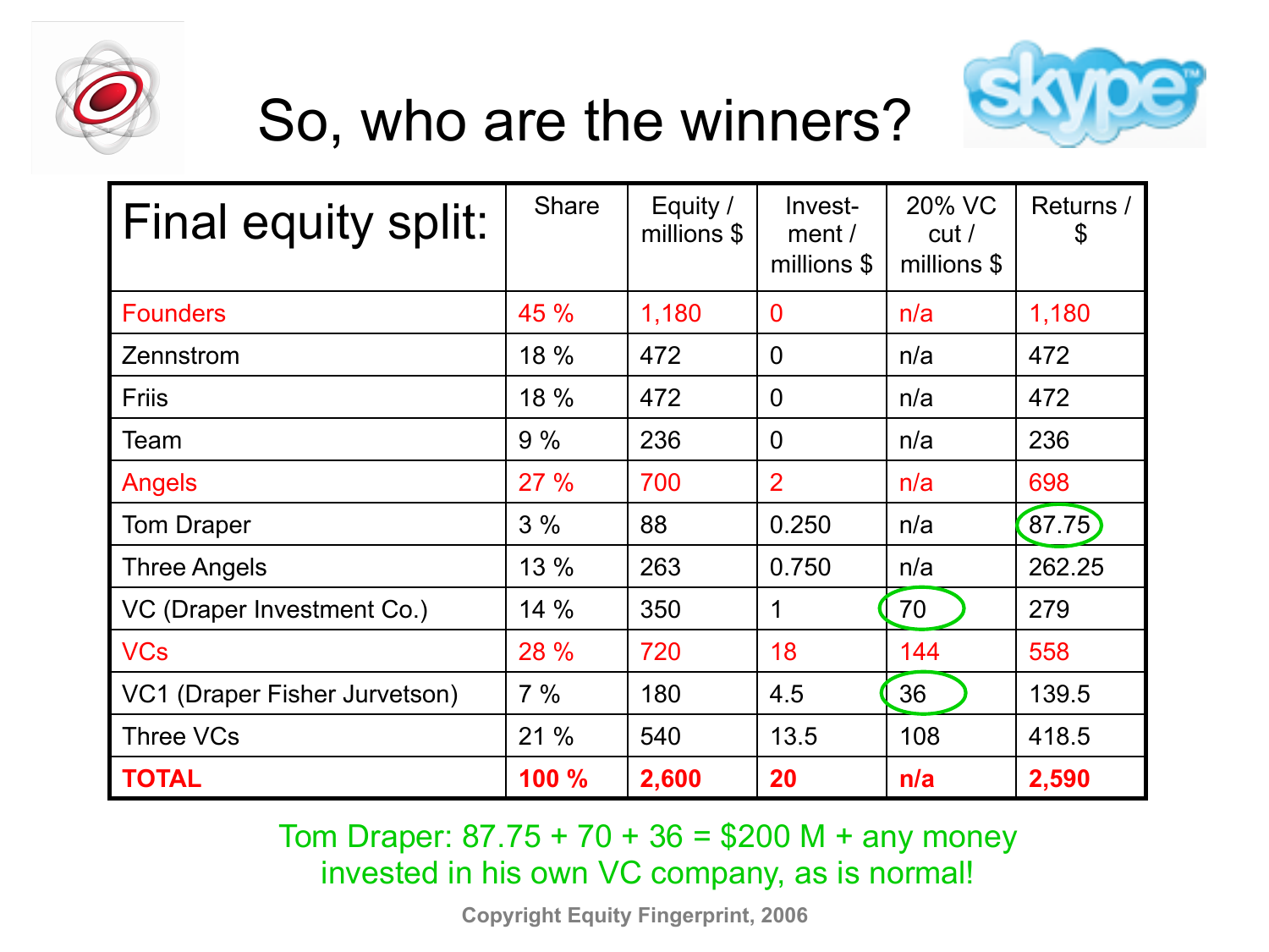# So, who are the winners?

| Final equity split: | Share | Equity / millions $ | Invest-ment / millions $ | 20% VC cut / millions $ | Returns / $ |
|---|---|---|---|---|---|
| Founders | 45 % | 1,180 | 0 | n/a | 1,180 |
| Zennstrom | 18 % | 472 | 0 | n/a | 472 |
| Friis | 18 % | 472 | 0 | n/a | 472 |
| Team | 9 % | 236 | 0 | n/a | 236 |
| Angels | 27 % | 700 | 2 | n/a | 698 |
| Tom Draper | 3 % | 88 | 0.250 | n/a | 87.75 |
| Three Angels | 13 % | 263 | 0.750 | n/a | 262.25 |
| VC (Draper Investment Co.) | 14 % | 350 | 1 | 70 | 279 |
| VCs | 28 % | 720 | 18 | 144 | 558 |
| VC1 (Draper Fisher Jurvetson) | 7 % | 180 | 4.5 | 36 | 139.5 |
| Three VCs | 21 % | 540 | 13.5 | 108 | 418.5 |
| **TOTAL** | **100 %** | **2,600** | **20** | **n/a** | **2,590** |

Tom Draper: 87.75 + 70 + 36 = $200 M + any money invested in his own VC company, as is normal!

Copyright Equity Fingerprint, 2006